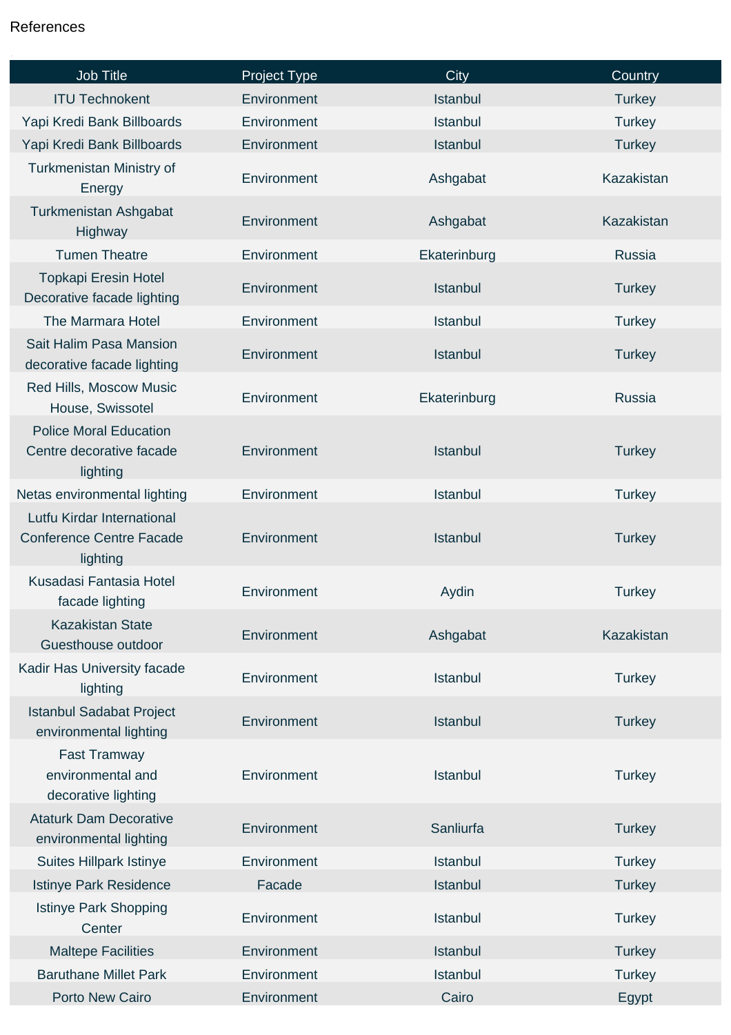References

| Job Title | Project Type | City | Country |
|---|---|---|---|
| ITU Technokent | Environment | Istanbul | Turkey |
| Yapi Kredi Bank Billboards | Environment | Istanbul | Turkey |
| Yapi Kredi Bank Billboards | Environment | Istanbul | Turkey |
| Turkmenistan Ministry of Energy | Environment | Ashgabat | Kazakistan |
| Turkmenistan Ashgabat Highway | Environment | Ashgabat | Kazakistan |
| Tumen Theatre | Environment | Ekaterinburg | Russia |
| Topkapi Eresin Hotel Decorative facade lighting | Environment | Istanbul | Turkey |
| The Marmara Hotel | Environment | Istanbul | Turkey |
| Sait Halim Pasa Mansion decorative facade lighting | Environment | Istanbul | Turkey |
| Red Hills, Moscow Music House, Swissotel | Environment | Ekaterinburg | Russia |
| Police Moral Education Centre decorative facade lighting | Environment | Istanbul | Turkey |
| Netas environmental lighting | Environment | Istanbul | Turkey |
| Lutfu Kirdar International Conference Centre Facade lighting | Environment | Istanbul | Turkey |
| Kusadasi Fantasia Hotel facade lighting | Environment | Aydin | Turkey |
| Kazakistan State Guesthouse outdoor | Environment | Ashgabat | Kazakistan |
| Kadir Has University facade lighting | Environment | Istanbul | Turkey |
| Istanbul Sadabat Project environmental lighting | Environment | Istanbul | Turkey |
| Fast Tramway environmental and decorative lighting | Environment | Istanbul | Turkey |
| Ataturk Dam Decorative environmental lighting | Environment | Sanliurfa | Turkey |
| Suites Hillpark Istinye | Environment | Istanbul | Turkey |
| Istinye Park Residence | Facade | Istanbul | Turkey |
| Istinye Park Shopping Center | Environment | Istanbul | Turkey |
| Maltepe Facilities | Environment | Istanbul | Turkey |
| Baruthane Millet Park | Environment | Istanbul | Turkey |
| Porto New Cairo | Environment | Cairo | Egypt |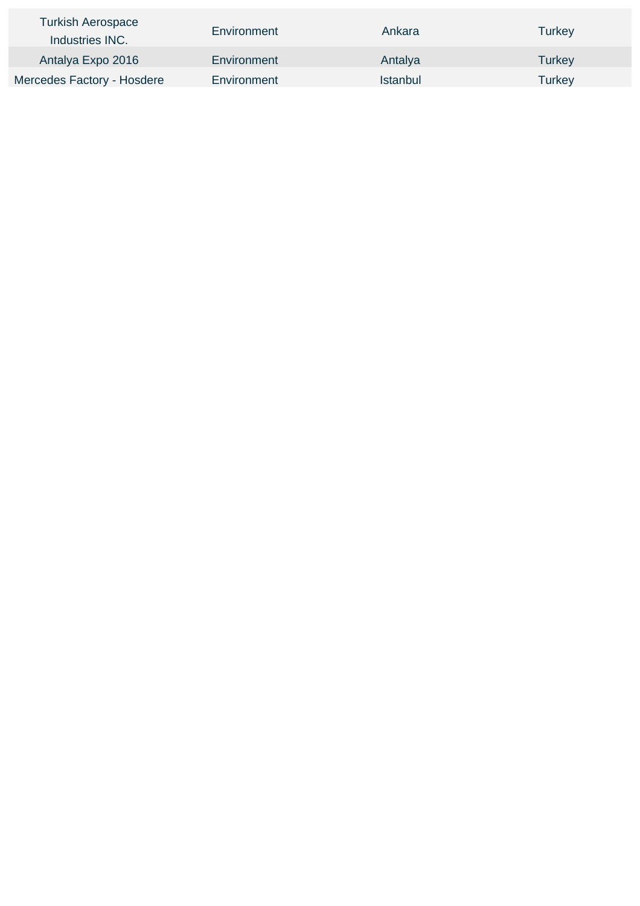| | | | |
|---|---|---|---|
| Turkish Aerospace Industries INC. | Environment | Ankara | Turkey |
| Antalya Expo 2016 | Environment | Antalya | Turkey |
| Mercedes Factory - Hosdere | Environment | Istanbul | Turkey |